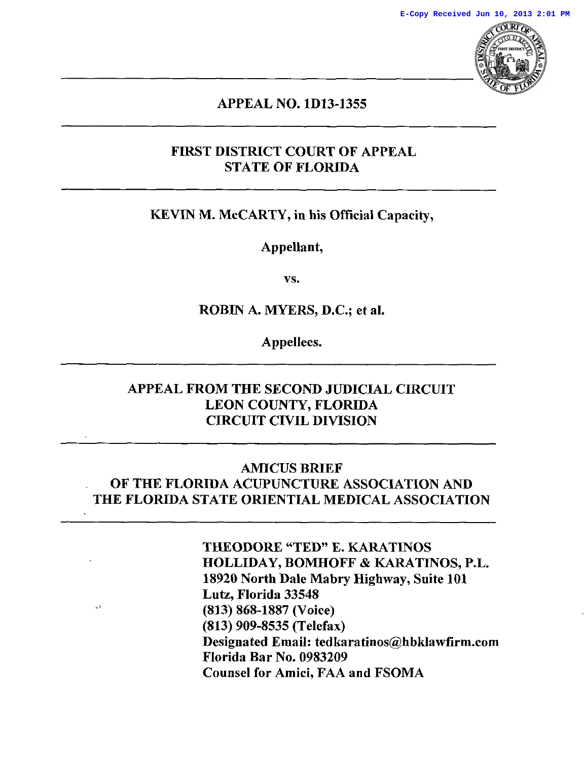E-Copy Received Jun 10, 2013 2:01 PM

## APPEAL NO. 1D13-1355

## FIRST DISTRICT COURT OF APPEAL
## STATE OF FLORIDA

**KEVIN M. McCARTY, in his Official Capacity,**

**Appellant,**

**vs.**

**ROBIN A. MYERS, D.C.; et al.**

**Appellees.**

## APPEAL FROM THE SECOND JUDICIAL CIRCUIT
## LEON COUNTY, FLORIDA
## CIRCUIT CIVIL DIVISION

# AMICUS BRIEF
# OF THE FLORIDA ACUPUNCTURE ASSOCIATION AND THE FLORIDA STATE ORIENTIAL MEDICAL ASSOCIATION

**THEODORE "TED" E. KARATINOS**
**HOLLIDAY, BOMHOFF & KARATINOS, P.L.**
**18920 North Dale Mabry Highway, Suite 101**
**Lutz, Florida 33548**
**(813) 868-1887 (Voice)**
**(813) 909-8535 (Telefax)**
**Designated Email: tedkaratinos@hbklawfirm.com**
**Florida Bar No. 0983209**
**Counsel for Amici, FAA and FSOMA**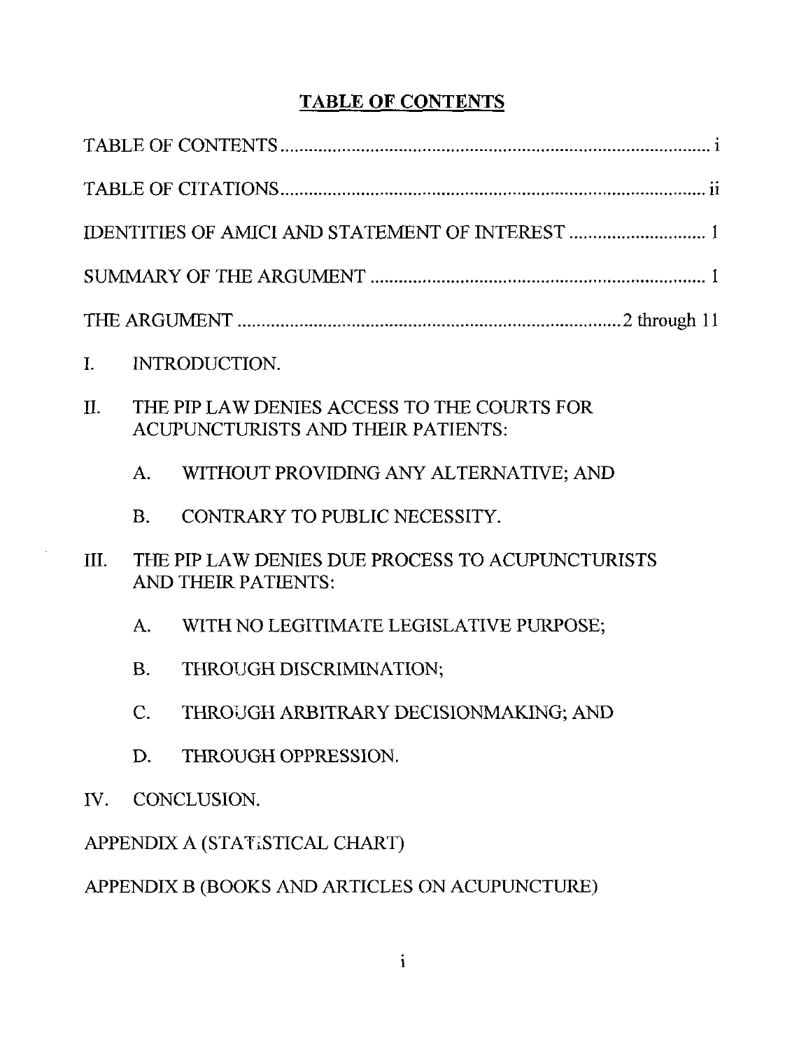# TABLE OF CONTENTS

| | |
|---|---|
| TABLE OF CONTENTS | i |
| TABLE OF CITATIONS | ii |
| IDENTITIES OF AMICI AND STATEMENT OF INTEREST | 1 |
| SUMMARY OF THE ARGUMENT | 1 |
| THE ARGUMENT | 2 through 11 |

I. INTRODUCTION.

II. THE PIP LAW DENIES ACCESS TO THE COURTS FOR ACUPUNCTURISTS AND THEIR PATIENTS:

   A. WITHOUT PROVIDING ANY ALTERNATIVE; AND

   B. CONTRARY TO PUBLIC NECESSITY.

III. THE PIP LAW DENIES DUE PROCESS TO ACUPUNCTURISTS AND THEIR PATIENTS:

   A. WITH NO LEGITIMATE LEGISLATIVE PURPOSE;

   B. THROUGH DISCRIMINATION;

   C. THROUGH ARBITRARY DECISIONMAKING; AND

   D. THROUGH OPPRESSION.

IV. CONCLUSION.

APPENDIX A (STATISTICAL CHART)

APPENDIX B (BOOKS AND ARTICLES ON ACUPUNCTURE)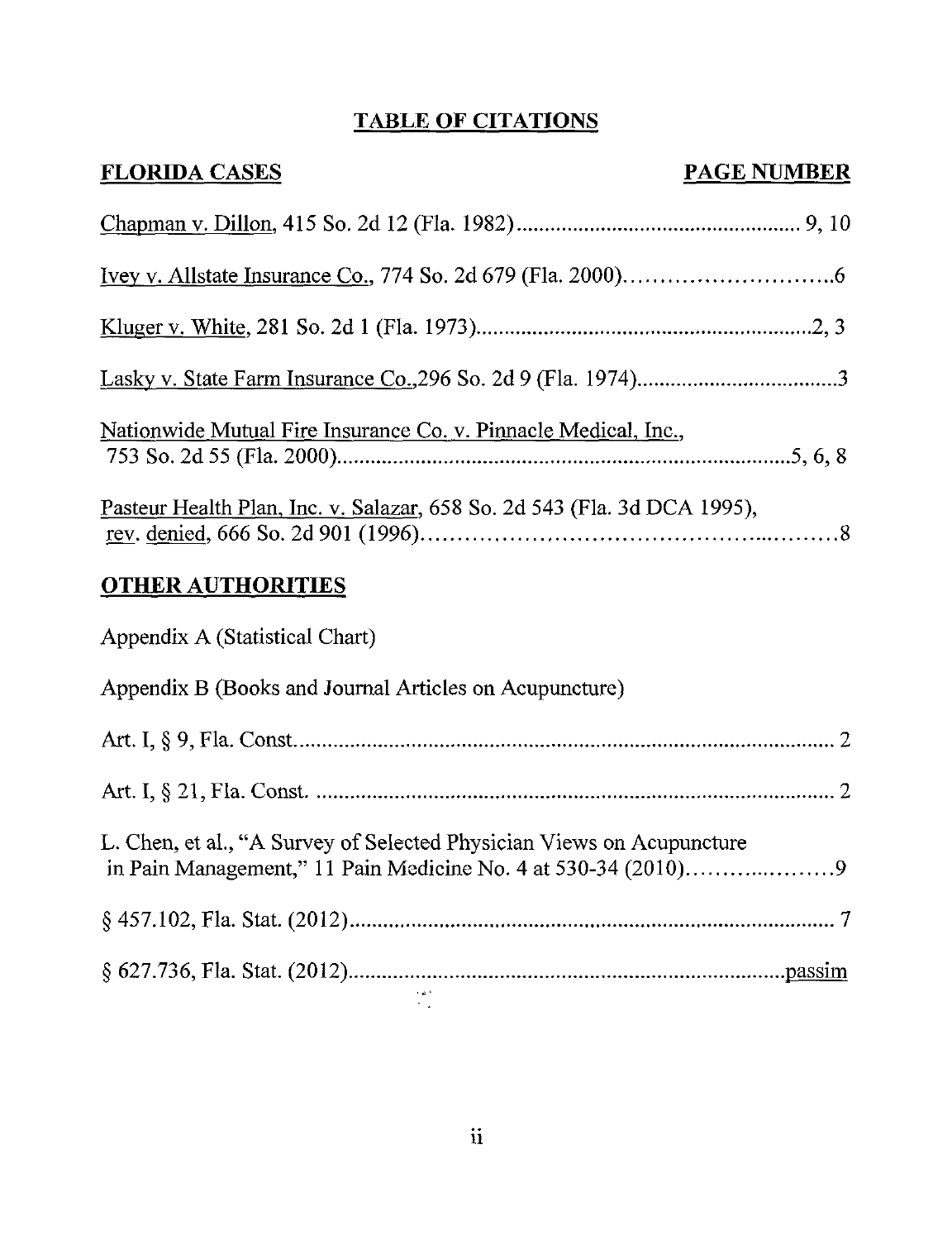# TABLE OF CITATIONS

**FLORIDA CASES** **PAGE NUMBER**

Chapman v. Dillon, 415 So. 2d 12 (Fla. 1982) .................................................. 9, 10

Ivey v. Allstate Insurance Co., 774 So. 2d 679 (Fla. 2000) ............................ 6

Kluger v. White, 281 So. 2d 1 (Fla. 1973) .......................................................... 2, 3

Lasky v. State Farm Insurance Co., 296 So. 2d 9 (Fla. 1974) .................................. 3

Nationwide Mutual Fire Insurance Co. v. Pinnacle Medical, Inc., 753 So. 2d 55 (Fla. 2000) ............................................................................. 5, 6, 8

Pasteur Health Plan, Inc. v. Salazar, 658 So. 2d 543 (Fla. 3d DCA 1995), rev. denied, 666 So. 2d 901 (1996) .......................................................... 8

**OTHER AUTHORITIES**

Appendix A (Statistical Chart)

Appendix B (Books and Journal Articles on Acupuncture)

Art. I, § 9, Fla. Const. .................................................................................... 2

Art. I, § 21, Fla. Const. .................................................................................. 2

L. Chen, et al., "A Survey of Selected Physician Views on Acupuncture in Pain Management," 11 Pain Medicine No. 4 at 530-34 (2010) .................... 9

§ 457.102, Fla. Stat. (2012) ........................................................................... 7

§ 627.736, Fla. Stat. (2012) ........................................................................... passim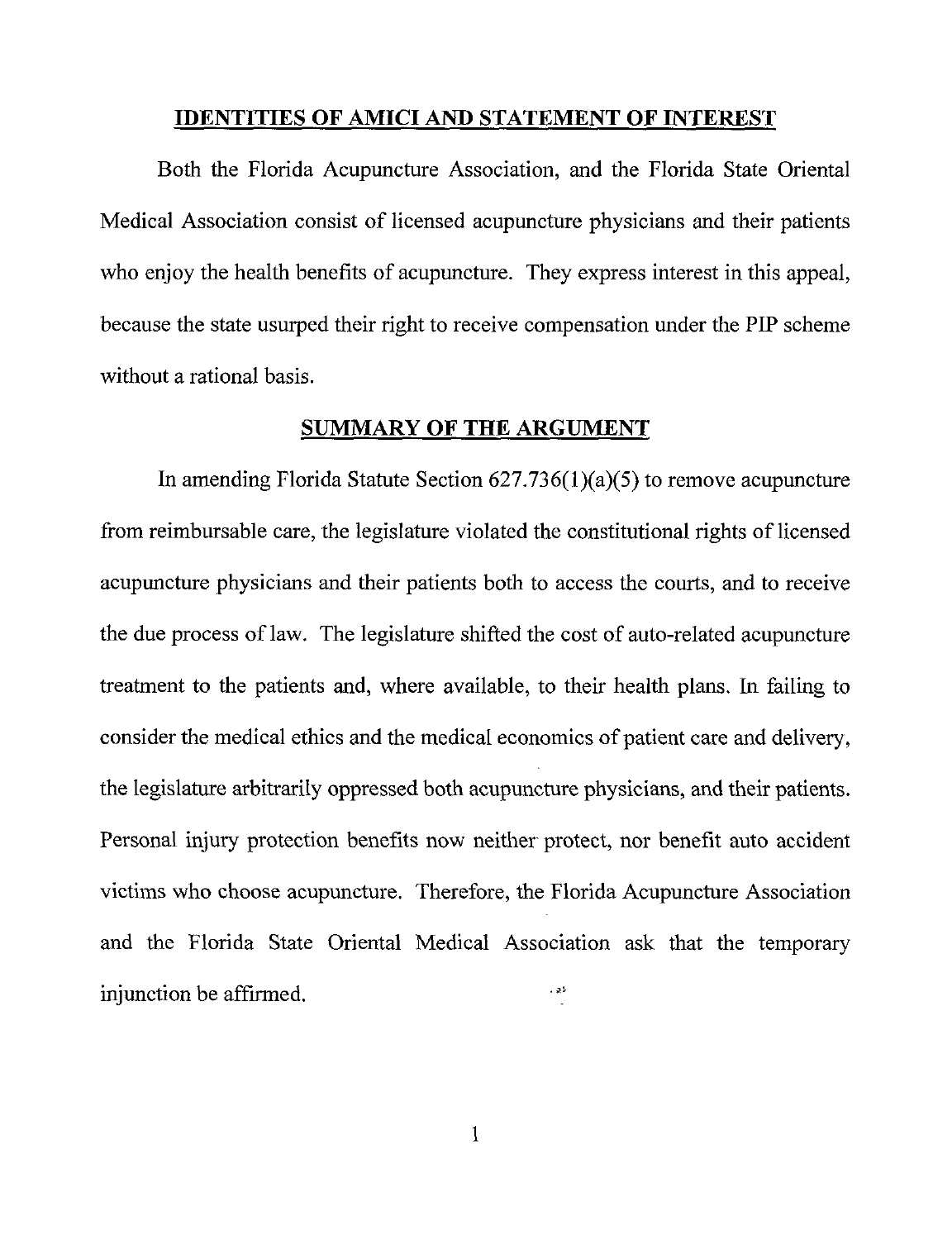## IDENTITIES OF AMICI AND STATEMENT OF INTEREST

Both the Florida Acupuncture Association, and the Florida State Oriental Medical Association consist of licensed acupuncture physicians and their patients who enjoy the health benefits of acupuncture. They express interest in this appeal, because the state usurped their right to receive compensation under the PIP scheme without a rational basis.

## SUMMARY OF THE ARGUMENT

In amending Florida Statute Section 627.736(1)(a)(5) to remove acupuncture from reimbursable care, the legislature violated the constitutional rights of licensed acupuncture physicians and their patients both to access the courts, and to receive the due process of law. The legislature shifted the cost of auto-related acupuncture treatment to the patients and, where available, to their health plans. In failing to consider the medical ethics and the medical economics of patient care and delivery, the legislature arbitrarily oppressed both acupuncture physicians, and their patients. Personal injury protection benefits now neither protect, nor benefit auto accident victims who choose acupuncture. Therefore, the Florida Acupuncture Association and the Florida State Oriental Medical Association ask that the temporary injunction be affirmed.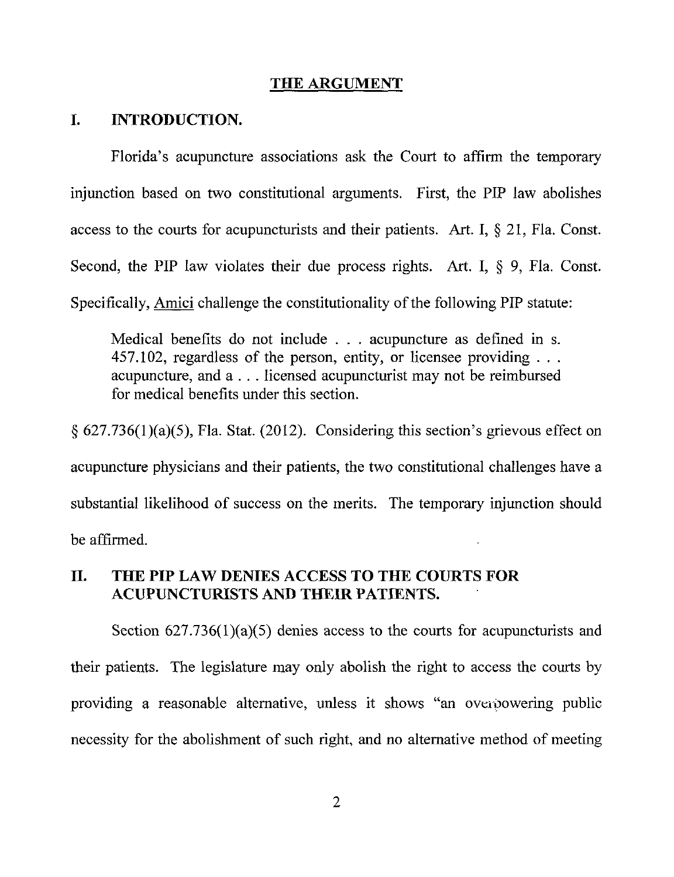## THE ARGUMENT

### I. INTRODUCTION.

Florida's acupuncture associations ask the Court to affirm the temporary injunction based on two constitutional arguments. First, the PIP law abolishes access to the courts for acupuncturists and their patients. Art. I, § 21, Fla. Const. Second, the PIP law violates their due process rights. Art. I, § 9, Fla. Const. Specifically, Amici challenge the constitutionality of the following PIP statute:

> Medical benefits do not include . . . acupuncture as defined in s. 457.102, regardless of the person, entity, or licensee providing . . . acupuncture, and a . . . licensed acupuncturist may not be reimbursed for medical benefits under this section.

§ 627.736(1)(a)(5), Fla. Stat. (2012). Considering this section's grievous effect on acupuncture physicians and their patients, the two constitutional challenges have a substantial likelihood of success on the merits. The temporary injunction should be affirmed.

### II. THE PIP LAW DENIES ACCESS TO THE COURTS FOR ACUPUNCTURISTS AND THEIR PATIENTS.

Section 627.736(1)(a)(5) denies access to the courts for acupuncturists and their patients. The legislature may only abolish the right to access the courts by providing a reasonable alternative, unless it shows "an overpowering public necessity for the abolishment of such right, and no alternative method of meeting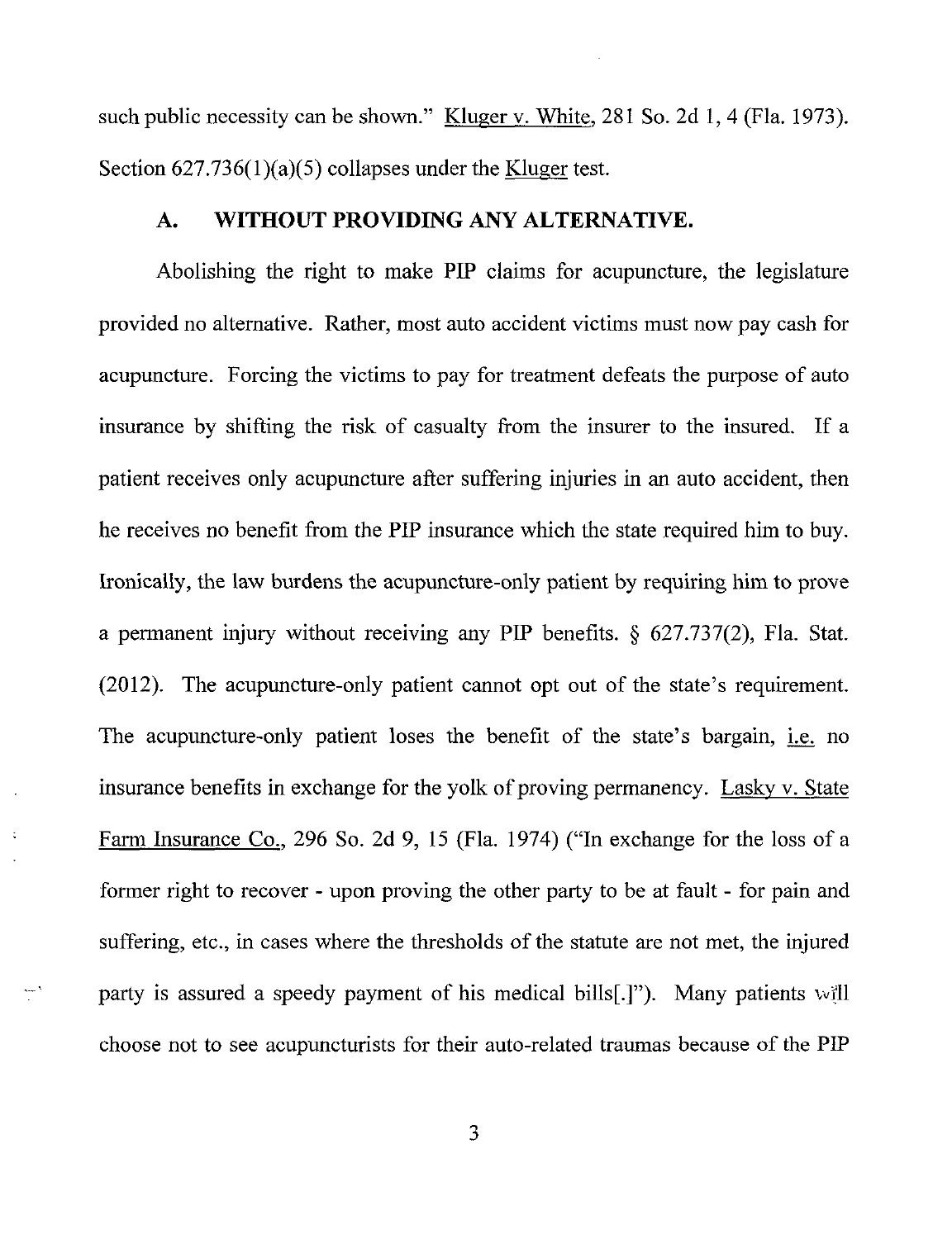such public necessity can be shown." Kluger v. White, 281 So. 2d 1, 4 (Fla. 1973). Section 627.736(1)(a)(5) collapses under the Kluger test.

### A. WITHOUT PROVIDING ANY ALTERNATIVE.

Abolishing the right to make PIP claims for acupuncture, the legislature provided no alternative. Rather, most auto accident victims must now pay cash for acupuncture. Forcing the victims to pay for treatment defeats the purpose of auto insurance by shifting the risk of casualty from the insurer to the insured. If a patient receives only acupuncture after suffering injuries in an auto accident, then he receives no benefit from the PIP insurance which the state required him to buy. Ironically, the law burdens the acupuncture-only patient by requiring him to prove a permanent injury without receiving any PIP benefits. § 627.737(2), Fla. Stat. (2012). The acupuncture-only patient cannot opt out of the state's requirement. The acupuncture-only patient loses the benefit of the state's bargain, i.e. no insurance benefits in exchange for the yolk of proving permanency. Lasky v. State Farm Insurance Co., 296 So. 2d 9, 15 (Fla. 1974) ("In exchange for the loss of a former right to recover - upon proving the other party to be at fault - for pain and suffering, etc., in cases where the thresholds of the statute are not met, the injured party is assured a speedy payment of his medical bills[.]"). Many patients will choose not to see acupuncturists for their auto-related traumas because of the PIP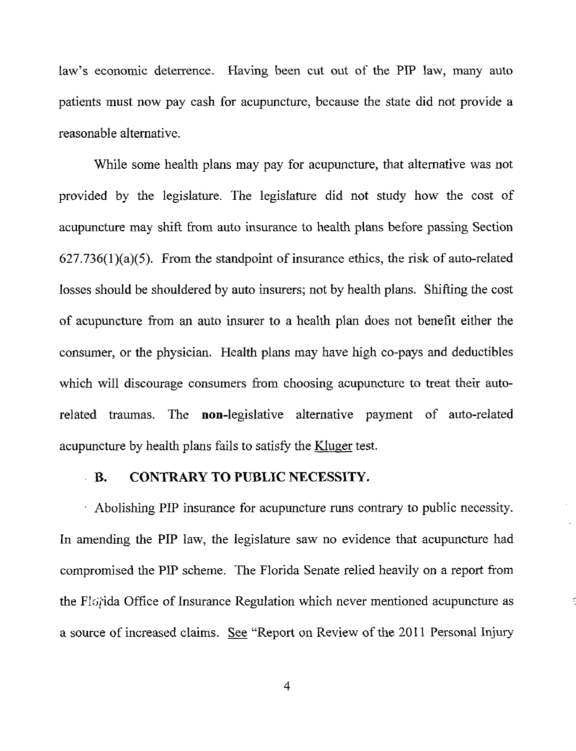law's economic deterrence. Having been cut out of the PIP law, many auto patients must now pay cash for acupuncture, because the state did not provide a reasonable alternative.

While some health plans may pay for acupuncture, that alternative was not provided by the legislature. The legislature did not study how the cost of acupuncture may shift from auto insurance to health plans before passing Section 627.736(1)(a)(5). From the standpoint of insurance ethics, the risk of auto-related losses should be shouldered by auto insurers; not by health plans. Shifting the cost of acupuncture from an auto insurer to a health plan does not benefit either the consumer, or the physician. Health plans may have high co-pays and deductibles which will discourage consumers from choosing acupuncture to treat their auto-related traumas. The **non**-legislative alternative payment of auto-related acupuncture by health plans fails to satisfy the Kluger test.

## B. CONTRARY TO PUBLIC NECESSITY.

Abolishing PIP insurance for acupuncture runs contrary to public necessity. In amending the PIP law, the legislature saw no evidence that acupuncture had compromised the PIP scheme. The Florida Senate relied heavily on a report from the Florida Office of Insurance Regulation which never mentioned acupuncture as a source of increased claims. See "Report on Review of the 2011 Personal Injury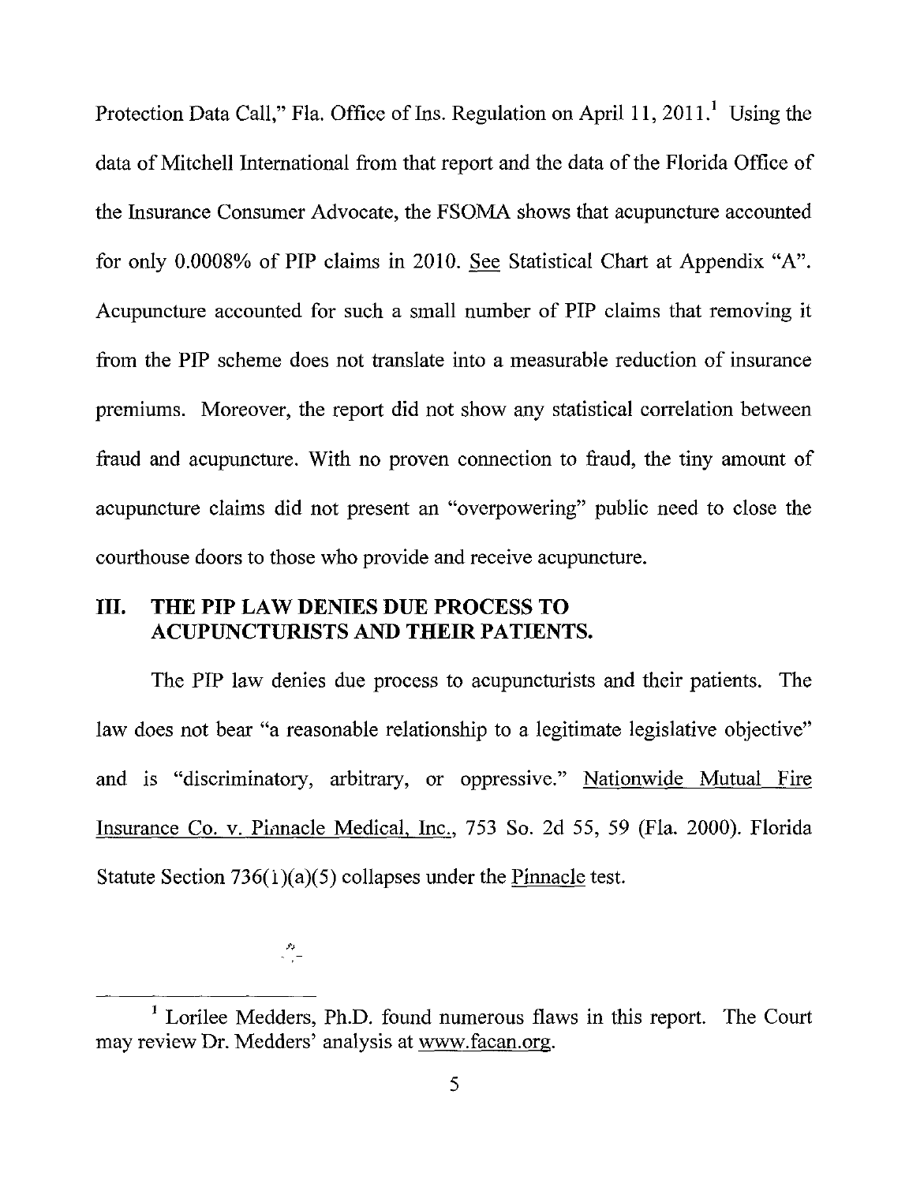Protection Data Call," Fla. Office of Ins. Regulation on April 11, 2011.[1] Using the data of Mitchell International from that report and the data of the Florida Office of the Insurance Consumer Advocate, the FSOMA shows that acupuncture accounted for only 0.0008% of PIP claims in 2010. See Statistical Chart at Appendix "A". Acupuncture accounted for such a small number of PIP claims that removing it from the PIP scheme does not translate into a measurable reduction of insurance premiums. Moreover, the report did not show any statistical correlation between fraud and acupuncture. With no proven connection to fraud, the tiny amount of acupuncture claims did not present an "overpowering" public need to close the courthouse doors to those who provide and receive acupuncture.

## III. THE PIP LAW DENIES DUE PROCESS TO ACUPUNCTURISTS AND THEIR PATIENTS.

The PIP law denies due process to acupuncturists and their patients. The law does not bear "a reasonable relationship to a legitimate legislative objective" and is "discriminatory, arbitrary, or oppressive." Nationwide Mutual Fire Insurance Co. v. Pinnacle Medical, Inc., 753 So. 2d 55, 59 (Fla. 2000). Florida Statute Section 736(1)(a)(5) collapses under the Pinnacle test.

---

[1] Lorilee Medders, Ph.D. found numerous flaws in this report. The Court may review Dr. Medders' analysis at www.facan.org.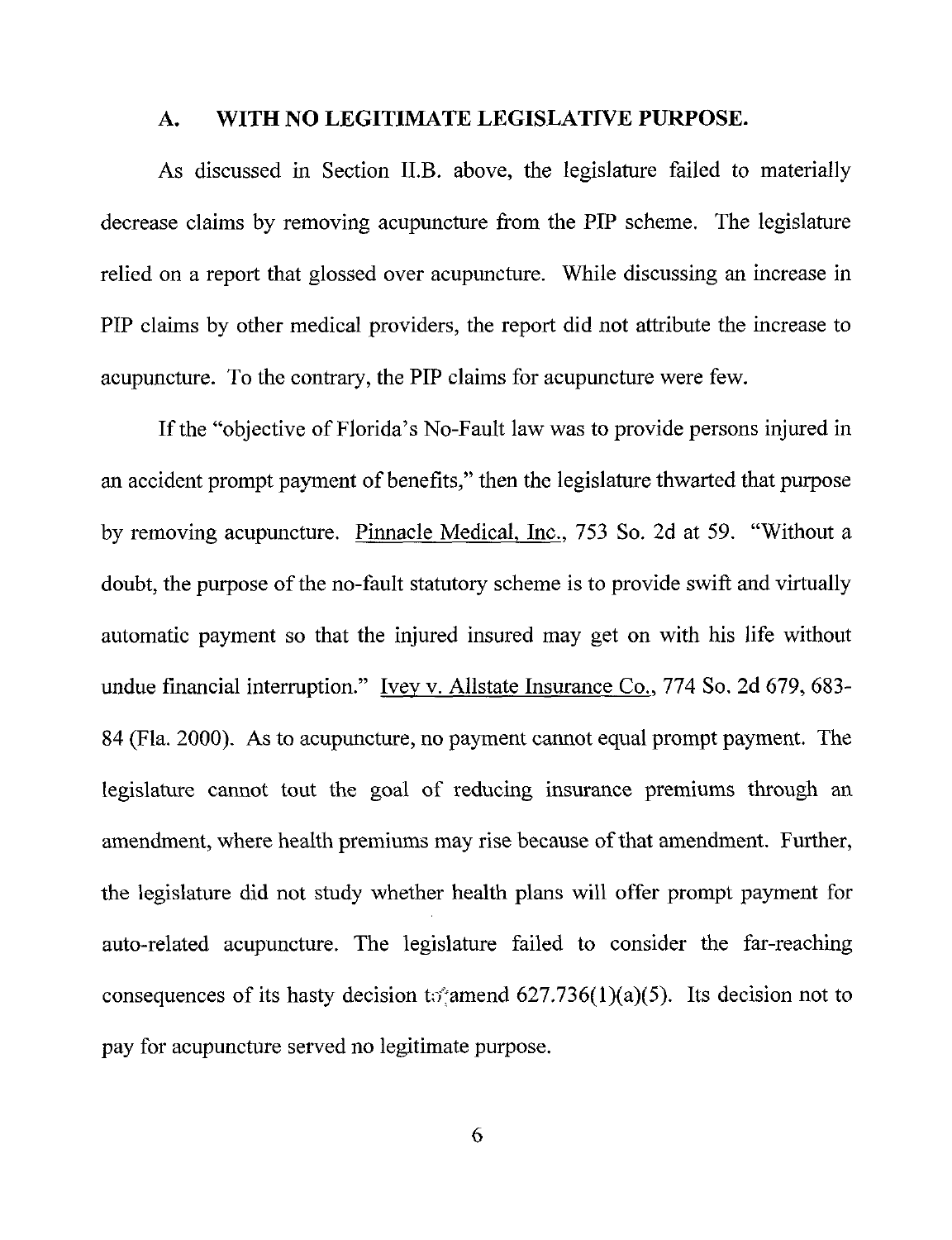## A. WITH NO LEGITIMATE LEGISLATIVE PURPOSE.

As discussed in Section II.B. above, the legislature failed to materially decrease claims by removing acupuncture from the PIP scheme. The legislature relied on a report that glossed over acupuncture. While discussing an increase in PIP claims by other medical providers, the report did not attribute the increase to acupuncture. To the contrary, the PIP claims for acupuncture were few.

If the "objective of Florida's No-Fault law was to provide persons injured in an accident prompt payment of benefits," then the legislature thwarted that purpose by removing acupuncture. Pinnacle Medical, Inc., 753 So. 2d at 59. "Without a doubt, the purpose of the no-fault statutory scheme is to provide swift and virtually automatic payment so that the injured insured may get on with his life without undue financial interruption." Ivey v. Allstate Insurance Co., 774 So. 2d 679, 683-84 (Fla. 2000). As to acupuncture, no payment cannot equal prompt payment. The legislature cannot tout the goal of reducing insurance premiums through an amendment, where health premiums may rise because of that amendment. Further, the legislature did not study whether health plans will offer prompt payment for auto-related acupuncture. The legislature failed to consider the far-reaching consequences of its hasty decision to amend 627.736(1)(a)(5). Its decision not to pay for acupuncture served no legitimate purpose.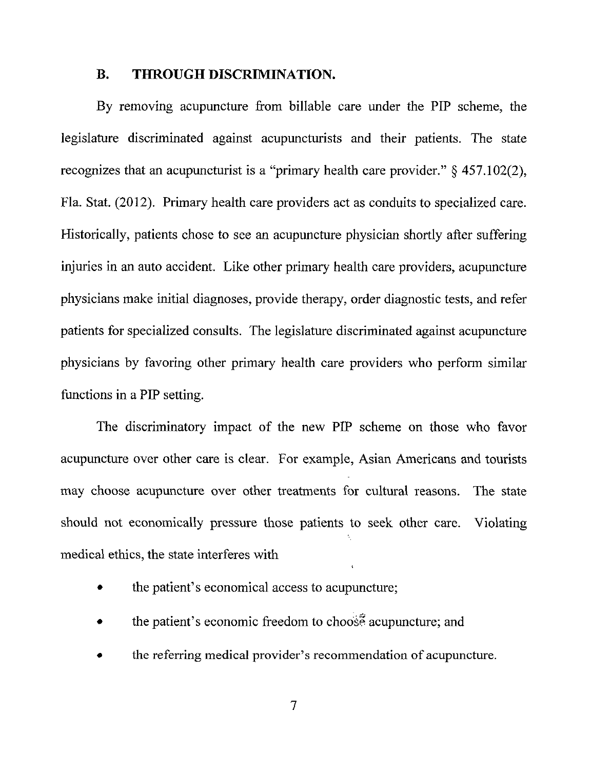### B. THROUGH DISCRIMINATION.

By removing acupuncture from billable care under the PIP scheme, the legislature discriminated against acupuncturists and their patients. The state recognizes that an acupuncturist is a "primary health care provider." § 457.102(2), Fla. Stat. (2012). Primary health care providers act as conduits to specialized care. Historically, patients chose to see an acupuncture physician shortly after suffering injuries in an auto accident. Like other primary health care providers, acupuncture physicians make initial diagnoses, provide therapy, order diagnostic tests, and refer patients for specialized consults. The legislature discriminated against acupuncture physicians by favoring other primary health care providers who perform similar functions in a PIP setting.

The discriminatory impact of the new PIP scheme on those who favor acupuncture over other care is clear. For example, Asian Americans and tourists may choose acupuncture over other treatments for cultural reasons. The state should not economically pressure those patients to seek other care. Violating medical ethics, the state interferes with

- the patient's economical access to acupuncture;
- the patient's economic freedom to choose acupuncture; and
- the referring medical provider's recommendation of acupuncture.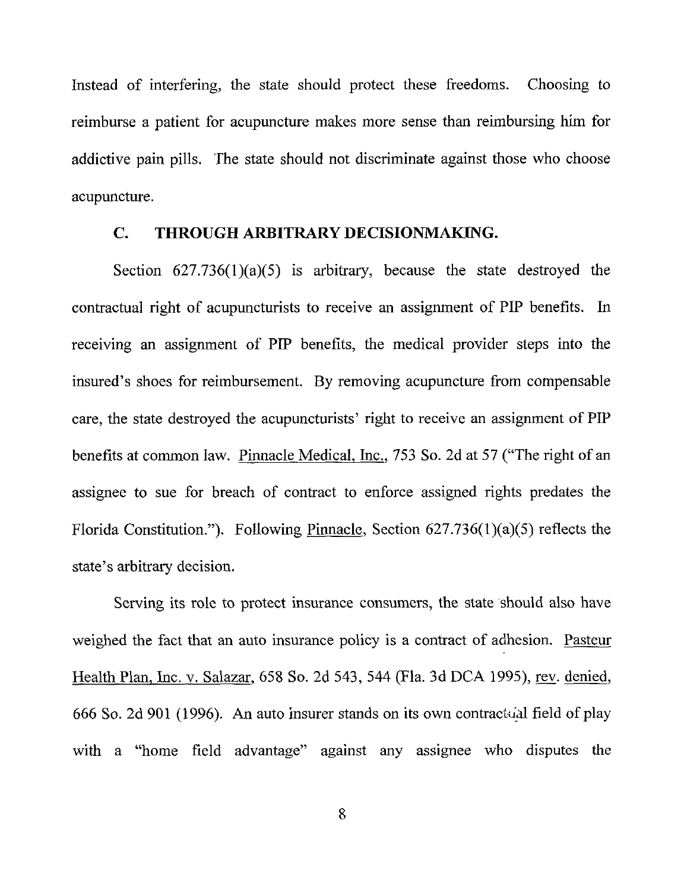Instead of interfering, the state should protect these freedoms. Choosing to reimburse a patient for acupuncture makes more sense than reimbursing him for addictive pain pills. The state should not discriminate against those who choose acupuncture.

### C. THROUGH ARBITRARY DECISIONMAKING.

Section 627.736(1)(a)(5) is arbitrary, because the state destroyed the contractual right of acupuncturists to receive an assignment of PIP benefits. In receiving an assignment of PIP benefits, the medical provider steps into the insured's shoes for reimbursement. By removing acupuncture from compensable care, the state destroyed the acupuncturists' right to receive an assignment of PIP benefits at common law. Pinnacle Medical, Inc., 753 So. 2d at 57 ("The right of an assignee to sue for breach of contract to enforce assigned rights predates the Florida Constitution."). Following Pinnacle, Section 627.736(1)(a)(5) reflects the state's arbitrary decision.

Serving its role to protect insurance consumers, the state should also have weighed the fact that an auto insurance policy is a contract of adhesion. Pasteur Health Plan, Inc. v. Salazar, 658 So. 2d 543, 544 (Fla. 3d DCA 1995), rev. denied, 666 So. 2d 901 (1996). An auto insurer stands on its own contractual field of play with a "home field advantage" against any assignee who disputes the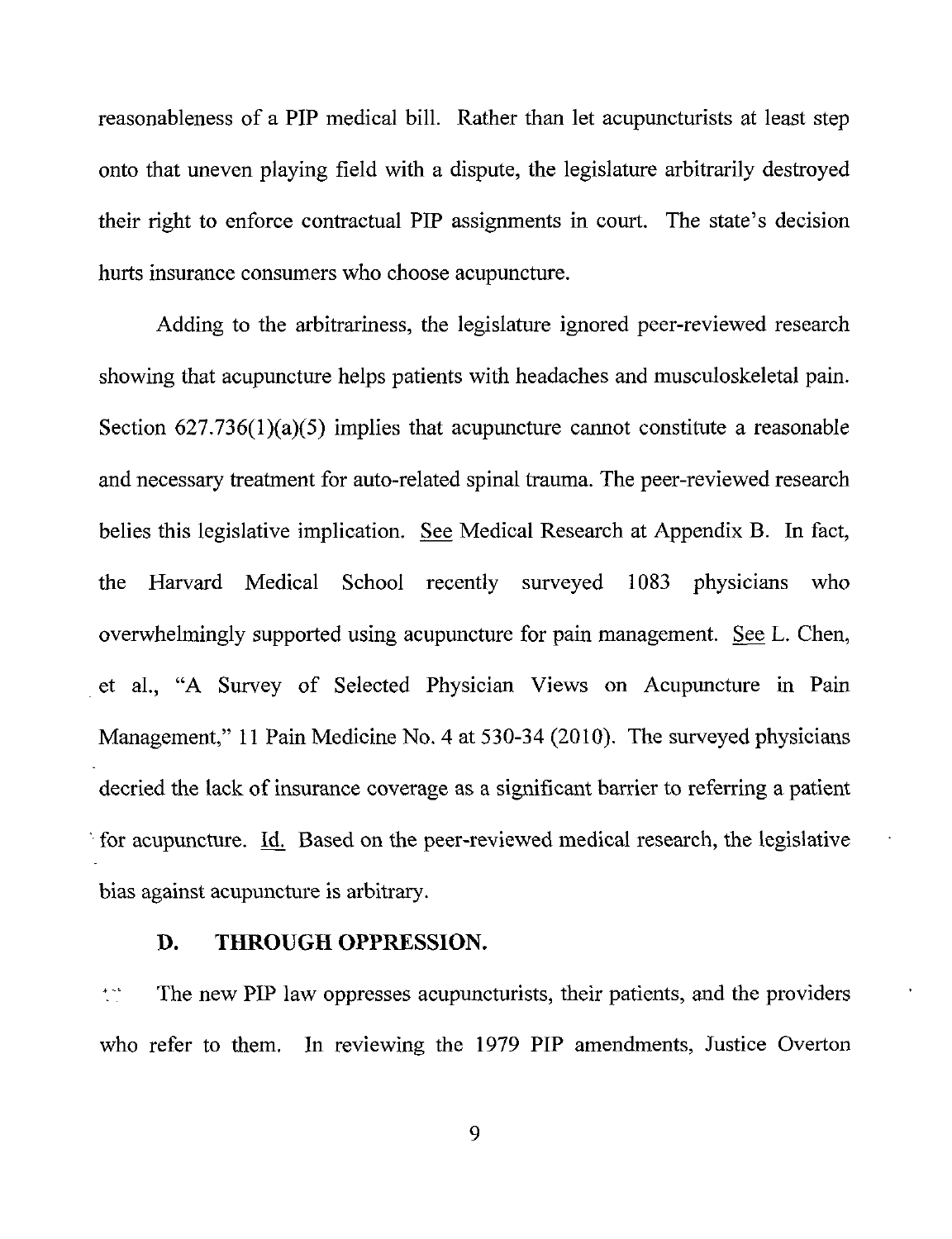reasonableness of a PIP medical bill. Rather than let acupuncturists at least step onto that uneven playing field with a dispute, the legislature arbitrarily destroyed their right to enforce contractual PIP assignments in court. The state's decision hurts insurance consumers who choose acupuncture.

Adding to the arbitrariness, the legislature ignored peer-reviewed research showing that acupuncture helps patients with headaches and musculoskeletal pain. Section 627.736(1)(a)(5) implies that acupuncture cannot constitute a reasonable and necessary treatment for auto-related spinal trauma. The peer-reviewed research belies this legislative implication. See Medical Research at Appendix B. In fact, the Harvard Medical School recently surveyed 1083 physicians who overwhelmingly supported using acupuncture for pain management. See L. Chen, et al., "A Survey of Selected Physician Views on Acupuncture in Pain Management," 11 Pain Medicine No. 4 at 530-34 (2010). The surveyed physicians decried the lack of insurance coverage as a significant barrier to referring a patient for acupuncture. Id. Based on the peer-reviewed medical research, the legislative bias against acupuncture is arbitrary.

### D. THROUGH OPPRESSION.

The new PIP law oppresses acupuncturists, their patients, and the providers who refer to them. In reviewing the 1979 PIP amendments, Justice Overton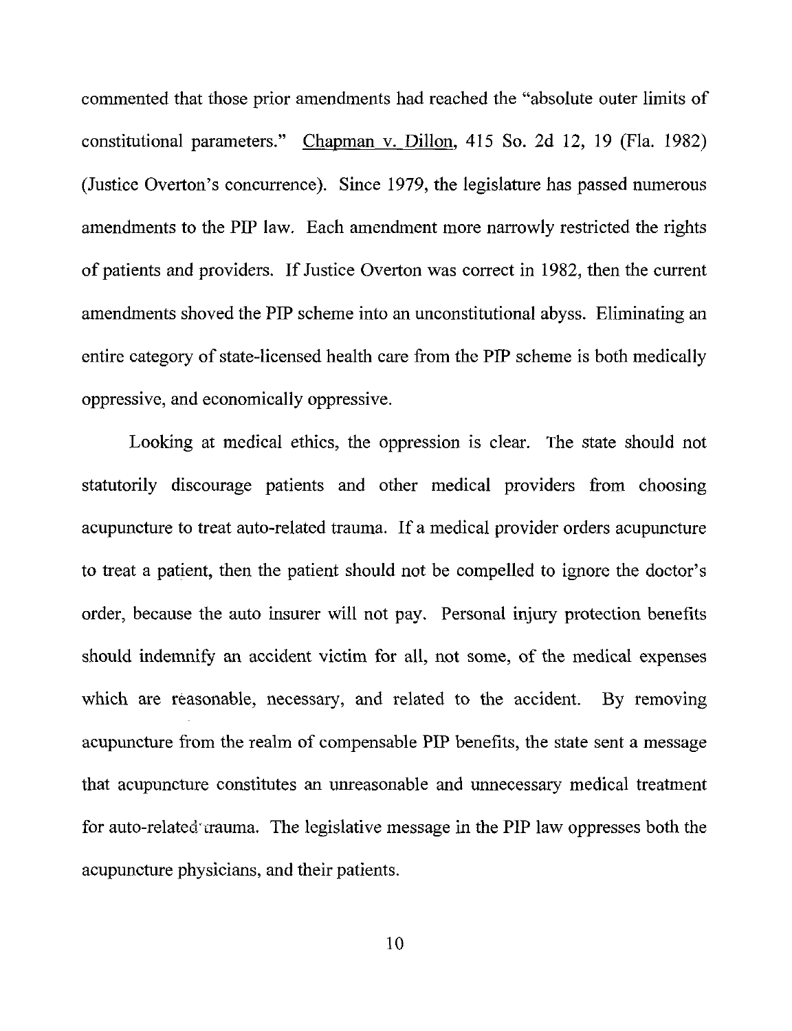commented that those prior amendments had reached the "absolute outer limits of constitutional parameters." Chapman v. Dillon, 415 So. 2d 12, 19 (Fla. 1982) (Justice Overton's concurrence). Since 1979, the legislature has passed numerous amendments to the PIP law. Each amendment more narrowly restricted the rights of patients and providers. If Justice Overton was correct in 1982, then the current amendments shoved the PIP scheme into an unconstitutional abyss. Eliminating an entire category of state-licensed health care from the PIP scheme is both medically oppressive, and economically oppressive.

Looking at medical ethics, the oppression is clear. The state should not statutorily discourage patients and other medical providers from choosing acupuncture to treat auto-related trauma. If a medical provider orders acupuncture to treat a patient, then the patient should not be compelled to ignore the doctor's order, because the auto insurer will not pay. Personal injury protection benefits should indemnify an accident victim for all, not some, of the medical expenses which are reasonable, necessary, and related to the accident. By removing acupuncture from the realm of compensable PIP benefits, the state sent a message that acupuncture constitutes an unreasonable and unnecessary medical treatment for auto-related trauma. The legislative message in the PIP law oppresses both the acupuncture physicians, and their patients.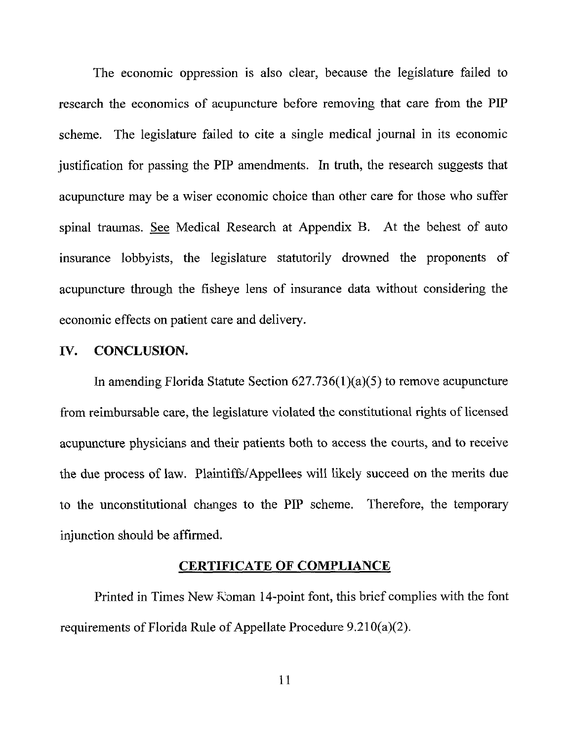The economic oppression is also clear, because the legislature failed to research the economics of acupuncture before removing that care from the PIP scheme. The legislature failed to cite a single medical journal in its economic justification for passing the PIP amendments. In truth, the research suggests that acupuncture may be a wiser economic choice than other care for those who suffer spinal traumas. See Medical Research at Appendix B. At the behest of auto insurance lobbyists, the legislature statutorily drowned the proponents of acupuncture through the fisheye lens of insurance data without considering the economic effects on patient care and delivery.

## IV. CONCLUSION.

In amending Florida Statute Section 627.736(1)(a)(5) to remove acupuncture from reimbursable care, the legislature violated the constitutional rights of licensed acupuncture physicians and their patients both to access the courts, and to receive the due process of law. Plaintiffs/Appellees will likely succeed on the merits due to the unconstitutional changes to the PIP scheme. Therefore, the temporary injunction should be affirmed.

## CERTIFICATE OF COMPLIANCE

Printed in Times New Roman 14-point font, this brief complies with the font requirements of Florida Rule of Appellate Procedure 9.210(a)(2).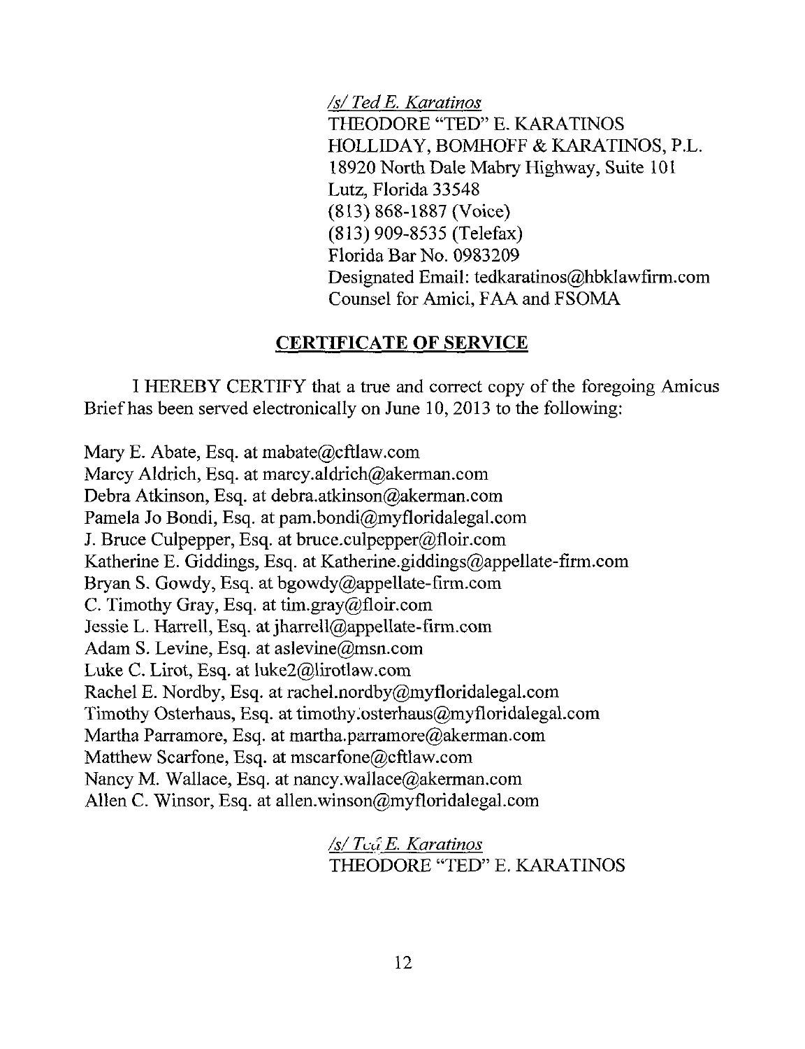*/s/ Ted E. Karatinos*
THEODORE "TED" E. KARATINOS
HOLLIDAY, BOMHOFF & KARATINOS, P.L.
18920 North Dale Mabry Highway, Suite 101
Lutz, Florida 33548
(813) 868-1887 (Voice)
(813) 909-8535 (Telefax)
Florida Bar No. 0983209
Designated Email: tedkaratinos@hbklawfirm.com
Counsel for Amici, FAA and FSOMA

## CERTIFICATE OF SERVICE

I HEREBY CERTIFY that a true and correct copy of the foregoing Amicus Brief has been served electronically on June 10, 2013 to the following:

Mary E. Abate, Esq. at mabate@cftlaw.com
Marcy Aldrich, Esq. at marcy.aldrich@akerman.com
Debra Atkinson, Esq. at debra.atkinson@akerman.com
Pamela Jo Bondi, Esq. at pam.bondi@myfloridalegal.com
J. Bruce Culpepper, Esq. at bruce.culpepper@floir.com
Katherine E. Giddings, Esq. at Katherine.giddings@appellate-firm.com
Bryan S. Gowdy, Esq. at bgowdy@appellate-firm.com
C. Timothy Gray, Esq. at tim.gray@floir.com
Jessie L. Harrell, Esq. at jharrell@appellate-firm.com
Adam S. Levine, Esq. at aslevine@msn.com
Luke C. Lirot, Esq. at luke2@lirotlaw.com
Rachel E. Nordby, Esq. at rachel.nordby@myfloridalegal.com
Timothy Osterhaus, Esq. at timothy.osterhaus@myfloridalegal.com
Martha Parramore, Esq. at martha.parramore@akerman.com
Matthew Scarfone, Esq. at mscarfone@cftlaw.com
Nancy M. Wallace, Esq. at nancy.wallace@akerman.com
Allen C. Winsor, Esq. at allen.winson@myfloridalegal.com

*/s/ Ted E. Karatinos*
THEODORE "TED" E. KARATINOS